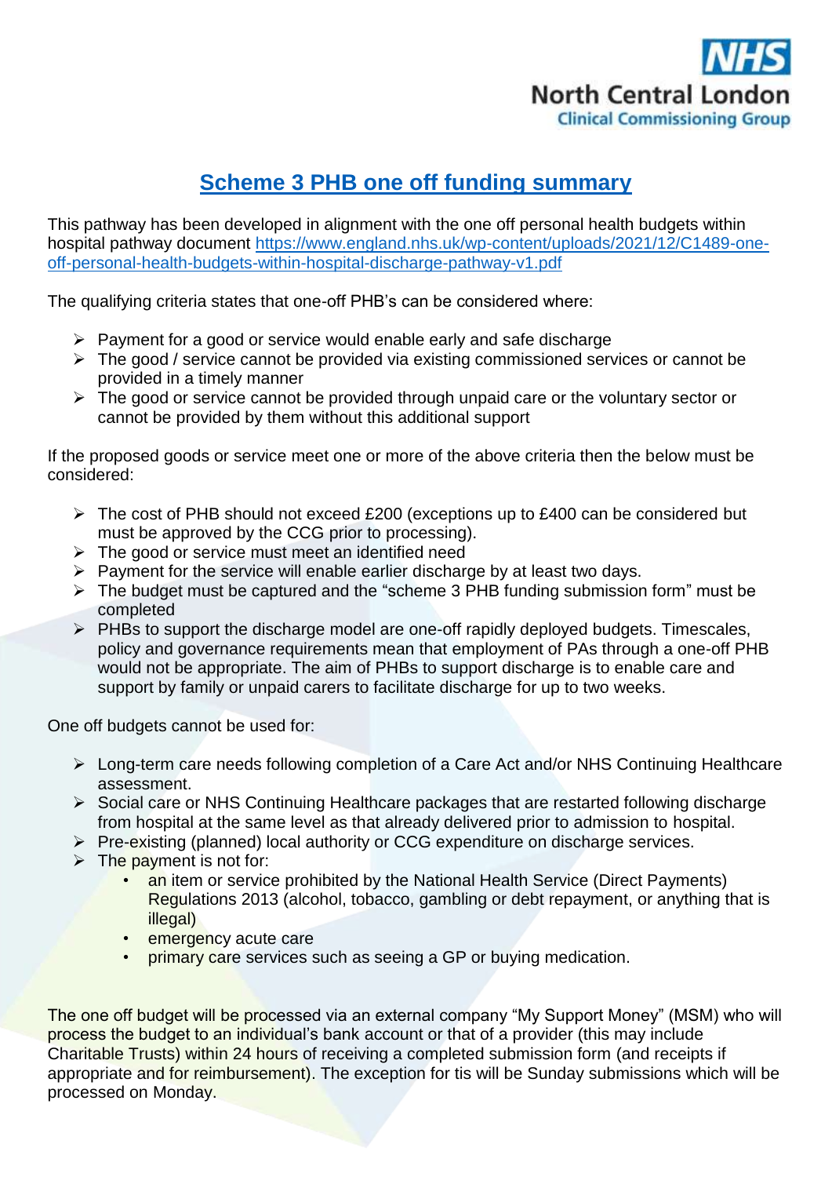NHS North Central London Clinical Commissioning Group

# Scheme 3 PHB one off funding summary

This pathway has been developed in alignment with the one off personal health budgets within hospital pathway document https://www.england.nhs.uk/wp-content/uploads/2021/12/C1489-one-off-personal-health-budgets-within-hospital-discharge-pathway-v1.pdf

The qualifying criteria states that one-off PHB's can be considered where:

- Payment for a good or service would enable early and safe discharge
- The good / service cannot be provided via existing commissioned services or cannot be provided in a timely manner
- The good or service cannot be provided through unpaid care or the voluntary sector or cannot be provided by them without this additional support

If the proposed goods or service meet one or more of the above criteria then the below must be considered:

- The cost of PHB should not exceed £200 (exceptions up to £400 can be considered but must be approved by the CCG prior to processing).
- The good or service must meet an identified need
- Payment for the service will enable earlier discharge by at least two days.
- The budget must be captured and the "scheme 3 PHB funding submission form" must be completed
- PHBs to support the discharge model are one-off rapidly deployed budgets. Timescales, policy and governance requirements mean that employment of PAs through a one-off PHB would not be appropriate. The aim of PHBs to support discharge is to enable care and support by family or unpaid carers to facilitate discharge for up to two weeks.

One off budgets cannot be used for:

- Long-term care needs following completion of a Care Act and/or NHS Continuing Healthcare assessment.
- Social care or NHS Continuing Healthcare packages that are restarted following discharge from hospital at the same level as that already delivered prior to admission to hospital.
- Pre-existing (planned) local authority or CCG expenditure on discharge services.
- The payment is not for:
    - an item or service prohibited by the National Health Service (Direct Payments) Regulations 2013 (alcohol, tobacco, gambling or debt repayment, or anything that is illegal)
    - emergency acute care
    - primary care services such as seeing a GP or buying medication.

The one off budget will be processed via an external company "My Support Money" (MSM) who will process the budget to an individual's bank account or that of a provider (this may include Charitable Trusts) within 24 hours of receiving a completed submission form (and receipts if appropriate and for reimbursement). The exception for tis will be Sunday submissions which will be processed on Monday.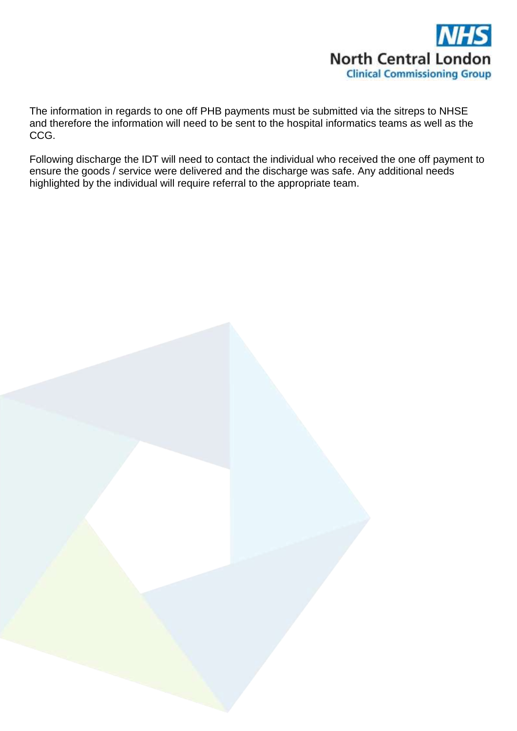The information in regards to one off PHB payments must be submitted via the sitreps to NHSE and therefore the information will need to be sent to the hospital informatics teams as well as the CCG.

Following discharge the IDT will need to contact the individual who received the one off payment to ensure the goods / service were delivered and the discharge was safe. Any additional needs highlighted by the individual will require referral to the appropriate team.